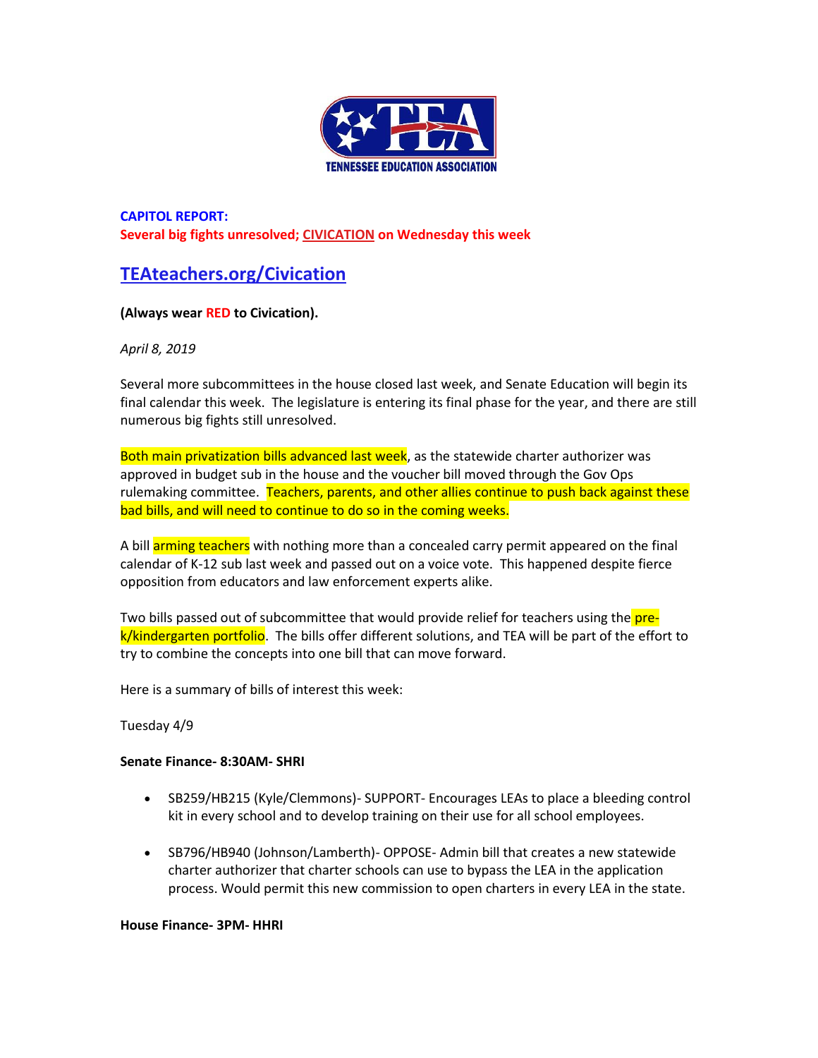TENNESSEE EDUCATION ASSOCIATION

**CAPITOL REPORT:**
**Several big fights unresolved; CIVICATION on Wednesday this week**

## TEAteachers.org/Civication

**(Always wear RED to Civication).**

*April 8, 2019*

Several more subcommittees in the house closed last week, and Senate Education will begin its final calendar this week. The legislature is entering its final phase for the year, and there are still numerous big fights still unresolved.

Both main privatization bills advanced last week, as the statewide charter authorizer was approved in budget sub in the house and the voucher bill moved through the Gov Ops rulemaking committee. Teachers, parents, and other allies continue to push back against these bad bills, and will need to continue to do so in the coming weeks.

A bill arming teachers with nothing more than a concealed carry permit appeared on the final calendar of K-12 sub last week and passed out on a voice vote. This happened despite fierce opposition from educators and law enforcement experts alike.

Two bills passed out of subcommittee that would provide relief for teachers using the pre-k/kindergarten portfolio. The bills offer different solutions, and TEA will be part of the effort to try to combine the concepts into one bill that can move forward.

Here is a summary of bills of interest this week:

Tuesday 4/9

**Senate Finance- 8:30AM- SHRI**

- SB259/HB215 (Kyle/Clemmons)- SUPPORT- Encourages LEAs to place a bleeding control kit in every school and to develop training on their use for all school employees.

- SB796/HB940 (Johnson/Lamberth)- OPPOSE- Admin bill that creates a new statewide charter authorizer that charter schools can use to bypass the LEA in the application process. Would permit this new commission to open charters in every LEA in the state.

**House Finance- 3PM- HHRI**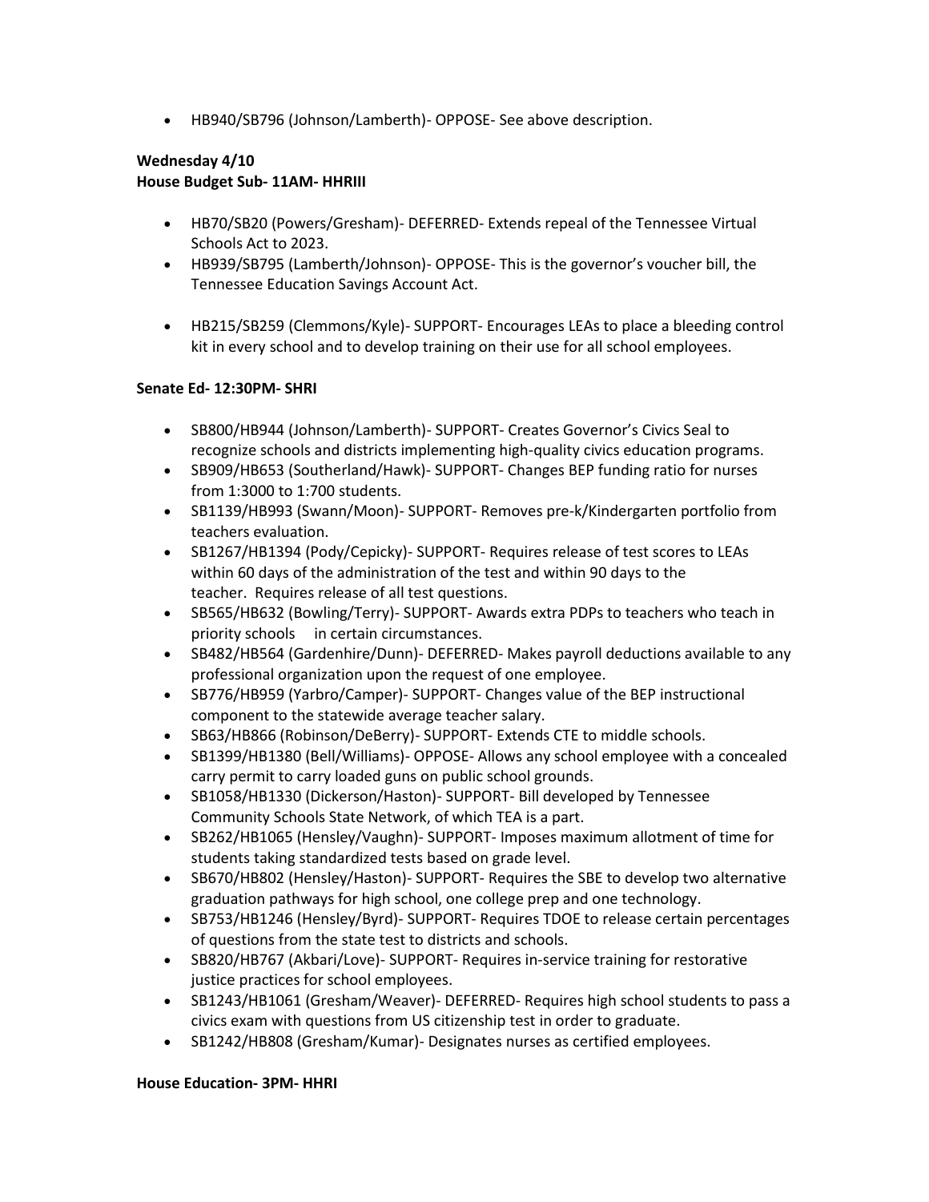- HB940/SB796 (Johnson/Lamberth)- OPPOSE- See above description.

**Wednesday 4/10**
**House Budget Sub- 11AM- HHRIII**

- HB70/SB20 (Powers/Gresham)- DEFERRED- Extends repeal of the Tennessee Virtual Schools Act to 2023.
- HB939/SB795 (Lamberth/Johnson)- OPPOSE- This is the governor's voucher bill, the Tennessee Education Savings Account Act.
- HB215/SB259 (Clemmons/Kyle)- SUPPORT- Encourages LEAs to place a bleeding control kit in every school and to develop training on their use for all school employees.

**Senate Ed- 12:30PM- SHRI**

- SB800/HB944 (Johnson/Lamberth)- SUPPORT- Creates Governor's Civics Seal to recognize schools and districts implementing high-quality civics education programs.
- SB909/HB653 (Southerland/Hawk)- SUPPORT- Changes BEP funding ratio for nurses from 1:3000 to 1:700 students.
- SB1139/HB993 (Swann/Moon)- SUPPORT- Removes pre-k/Kindergarten portfolio from teachers evaluation.
- SB1267/HB1394 (Pody/Cepicky)- SUPPORT- Requires release of test scores to LEAs within 60 days of the administration of the test and within 90 days to the teacher. Requires release of all test questions.
- SB565/HB632 (Bowling/Terry)- SUPPORT- Awards extra PDPs to teachers who teach in priority schools in certain circumstances.
- SB482/HB564 (Gardenhire/Dunn)- DEFERRED- Makes payroll deductions available to any professional organization upon the request of one employee.
- SB776/HB959 (Yarbro/Camper)- SUPPORT- Changes value of the BEP instructional component to the statewide average teacher salary.
- SB63/HB866 (Robinson/DeBerry)- SUPPORT- Extends CTE to middle schools.
- SB1399/HB1380 (Bell/Williams)- OPPOSE- Allows any school employee with a concealed carry permit to carry loaded guns on public school grounds.
- SB1058/HB1330 (Dickerson/Haston)- SUPPORT- Bill developed by Tennessee Community Schools State Network, of which TEA is a part.
- SB262/HB1065 (Hensley/Vaughn)- SUPPORT- Imposes maximum allotment of time for students taking standardized tests based on grade level.
- SB670/HB802 (Hensley/Haston)- SUPPORT- Requires the SBE to develop two alternative graduation pathways for high school, one college prep and one technology.
- SB753/HB1246 (Hensley/Byrd)- SUPPORT- Requires TDOE to release certain percentages of questions from the state test to districts and schools.
- SB820/HB767 (Akbari/Love)- SUPPORT- Requires in-service training for restorative justice practices for school employees.
- SB1243/HB1061 (Gresham/Weaver)- DEFERRED- Requires high school students to pass a civics exam with questions from US citizenship test in order to graduate.
- SB1242/HB808 (Gresham/Kumar)- Designates nurses as certified employees.

**House Education- 3PM- HHRI**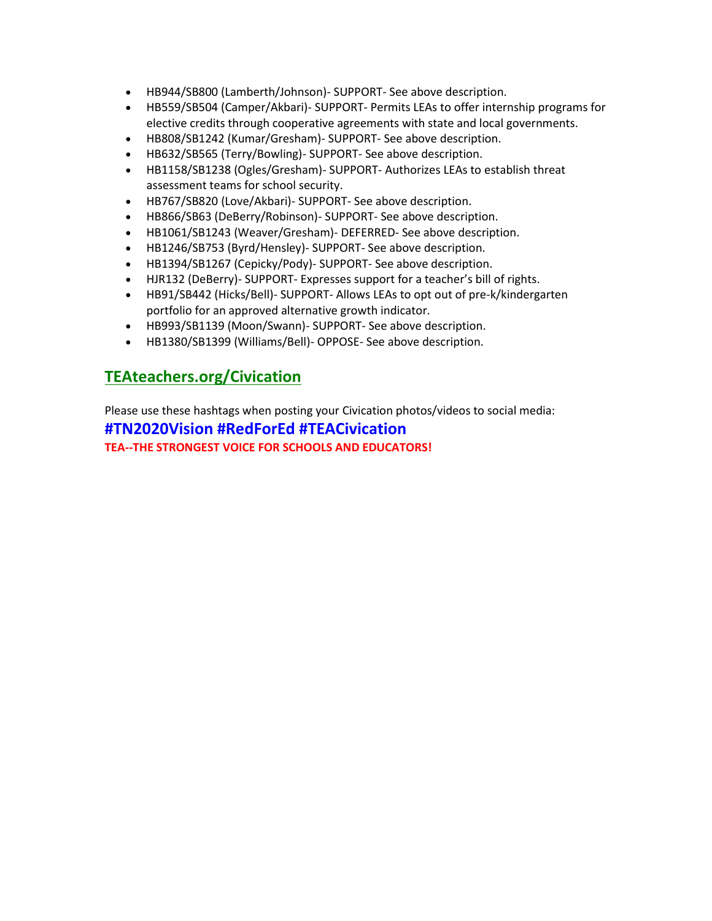- HB944/SB800 (Lamberth/Johnson)- SUPPORT- See above description.
- HB559/SB504 (Camper/Akbari)- SUPPORT- Permits LEAs to offer internship programs for elective credits through cooperative agreements with state and local governments.
- HB808/SB1242 (Kumar/Gresham)- SUPPORT- See above description.
- HB632/SB565 (Terry/Bowling)- SUPPORT- See above description.
- HB1158/SB1238 (Ogles/Gresham)- SUPPORT- Authorizes LEAs to establish threat assessment teams for school security.
- HB767/SB820 (Love/Akbari)- SUPPORT- See above description.
- HB866/SB63 (DeBerry/Robinson)- SUPPORT- See above description.
- HB1061/SB1243 (Weaver/Gresham)- DEFERRED- See above description.
- HB1246/SB753 (Byrd/Hensley)- SUPPORT- See above description.
- HB1394/SB1267 (Cepicky/Pody)- SUPPORT- See above description.
- HJR132 (DeBerry)- SUPPORT- Expresses support for a teacher's bill of rights.
- HB91/SB442 (Hicks/Bell)- SUPPORT- Allows LEAs to opt out of pre-k/kindergarten portfolio for an approved alternative growth indicator.
- HB993/SB1139 (Moon/Swann)- SUPPORT- See above description.
- HB1380/SB1399 (Williams/Bell)- OPPOSE- See above description.

## TEAteachers.org/Civication

Please use these hashtags when posting your Civication photos/videos to social media:

### #TN2020Vision #RedForEd #TEACivication

**TEA--THE STRONGEST VOICE FOR SCHOOLS AND EDUCATORS!**